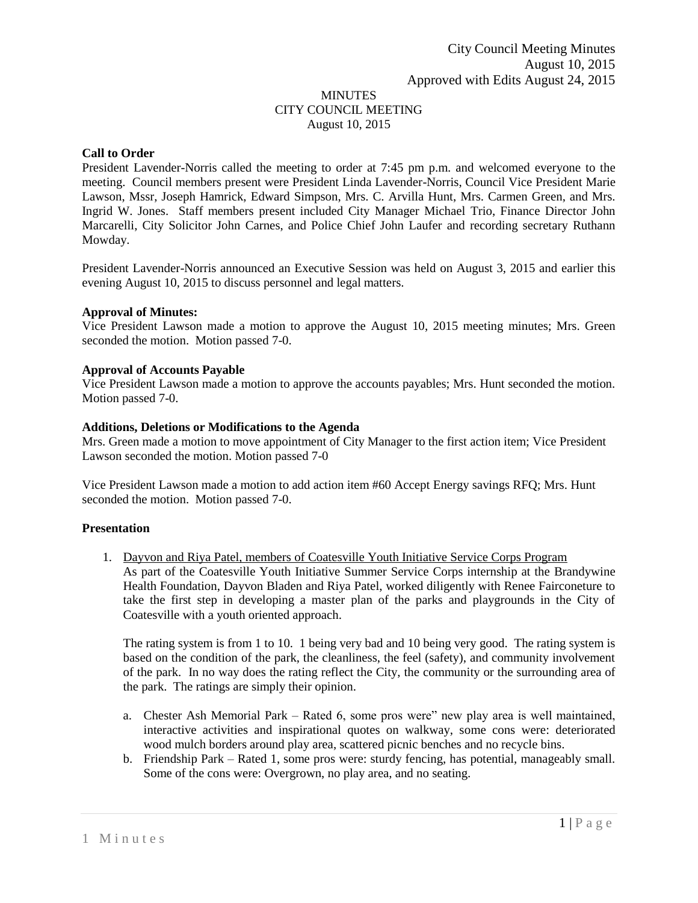City Council Meeting Minutes
August 10, 2015
Approved with Edits August 24, 2015

MINUTES
CITY COUNCIL MEETING
August 10, 2015

**Call to Order**
President Lavender-Norris called the meeting to order at 7:45 pm p.m. and welcomed everyone to the meeting. Council members present were President Linda Lavender-Norris, Council Vice President Marie Lawson, Mssr, Joseph Hamrick, Edward Simpson, Mrs. C. Arvilla Hunt, Mrs. Carmen Green, and Mrs. Ingrid W. Jones. Staff members present included City Manager Michael Trio, Finance Director John Marcarelli, City Solicitor John Carnes, and Police Chief John Laufer and recording secretary Ruthann Mowday.

President Lavender-Norris announced an Executive Session was held on August 3, 2015 and earlier this evening August 10, 2015 to discuss personnel and legal matters.

**Approval of Minutes:**
Vice President Lawson made a motion to approve the August 10, 2015 meeting minutes; Mrs. Green seconded the motion. Motion passed 7-0.

**Approval of Accounts Payable**
Vice President Lawson made a motion to approve the accounts payables; Mrs. Hunt seconded the motion. Motion passed 7-0.

**Additions, Deletions or Modifications to the Agenda**
Mrs. Green made a motion to move appointment of City Manager to the first action item; Vice President Lawson seconded the motion. Motion passed 7-0

Vice President Lawson made a motion to add action item #60 Accept Energy savings RFQ; Mrs. Hunt seconded the motion. Motion passed 7-0.

**Presentation**

1. Dayvon and Riya Patel, members of Coatesville Youth Initiative Service Corps Program
   As part of the Coatesville Youth Initiative Summer Service Corps internship at the Brandywine Health Foundation, Dayvon Bladen and Riya Patel, worked diligently with Renee Fairconeture to take the first step in developing a master plan of the parks and playgrounds in the City of Coatesville with a youth oriented approach.

   The rating system is from 1 to 10. 1 being very bad and 10 being very good. The rating system is based on the condition of the park, the cleanliness, the feel (safety), and community involvement of the park. In no way does the rating reflect the City, the community or the surrounding area of the park. The ratings are simply their opinion.

   a. Chester Ash Memorial Park – Rated 6, some pros were" new play area is well maintained, interactive activities and inspirational quotes on walkway, some cons were: deteriorated wood mulch borders around play area, scattered picnic benches and no recycle bins.
   b. Friendship Park – Rated 1, some pros were: sturdy fencing, has potential, manageably small. Some of the cons were: Overgrown, no play area, and no seating.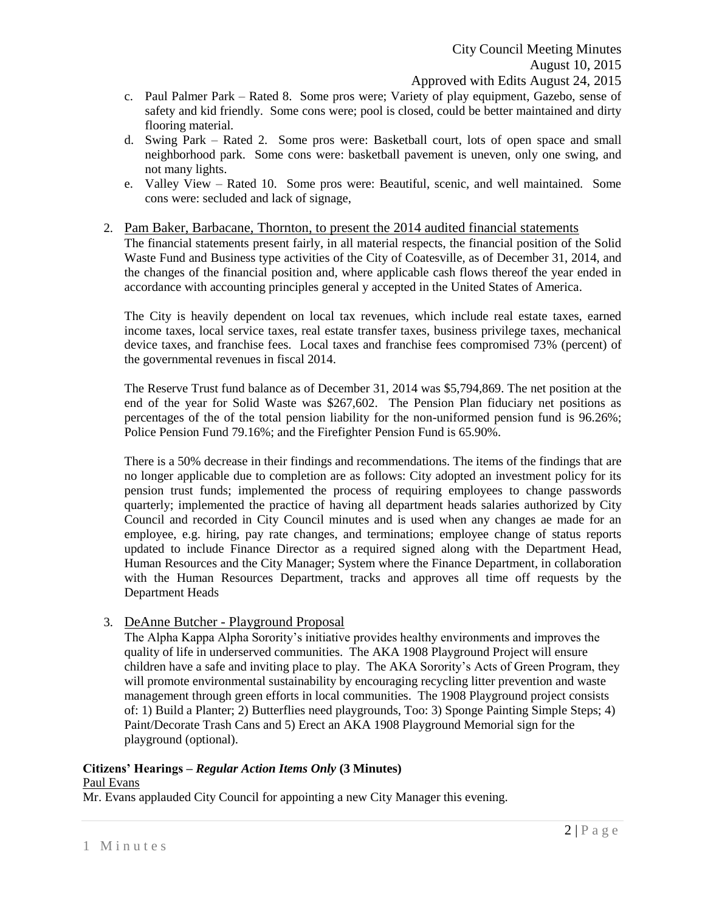c. Paul Palmer Park – Rated 8. Some pros were; Variety of play equipment, Gazebo, sense of safety and kid friendly. Some cons were; pool is closed, could be better maintained and dirty flooring material.
d. Swing Park – Rated 2. Some pros were: Basketball court, lots of open space and small neighborhood park. Some cons were: basketball pavement is uneven, only one swing, and not many lights.
e. Valley View – Rated 10. Some pros were: Beautiful, scenic, and well maintained. Some cons were: secluded and lack of signage,

2. Pam Baker, Barbacane, Thornton, to present the 2014 audited financial statements

The financial statements present fairly, in all material respects, the financial position of the Solid Waste Fund and Business type activities of the City of Coatesville, as of December 31, 2014, and the changes of the financial position and, where applicable cash flows thereof the year ended in accordance with accounting principles general y accepted in the United States of America.

The City is heavily dependent on local tax revenues, which include real estate taxes, earned income taxes, local service taxes, real estate transfer taxes, business privilege taxes, mechanical device taxes, and franchise fees. Local taxes and franchise fees compromised 73% (percent) of the governmental revenues in fiscal 2014.

The Reserve Trust fund balance as of December 31, 2014 was $5,794,869. The net position at the end of the year for Solid Waste was $267,602. The Pension Plan fiduciary net positions as percentages of the of the total pension liability for the non-uniformed pension fund is 96.26%; Police Pension Fund 79.16%; and the Firefighter Pension Fund is 65.90%.

There is a 50% decrease in their findings and recommendations. The items of the findings that are no longer applicable due to completion are as follows: City adopted an investment policy for its pension trust funds; implemented the process of requiring employees to change passwords quarterly; implemented the practice of having all department heads salaries authorized by City Council and recorded in City Council minutes and is used when any changes ae made for an employee, e.g. hiring, pay rate changes, and terminations; employee change of status reports updated to include Finance Director as a required signed along with the Department Head, Human Resources and the City Manager; System where the Finance Department, in collaboration with the Human Resources Department, tracks and approves all time off requests by the Department Heads

3. DeAnne Butcher - Playground Proposal

The Alpha Kappa Alpha Sorority's initiative provides healthy environments and improves the quality of life in underserved communities. The AKA 1908 Playground Project will ensure children have a safe and inviting place to play. The AKA Sorority's Acts of Green Program, they will promote environmental sustainability by encouraging recycling litter prevention and waste management through green efforts in local communities. The 1908 Playground project consists of: 1) Build a Planter; 2) Butterflies need playgrounds, Too: 3) Sponge Painting Simple Steps; 4) Paint/Decorate Trash Cans and 5) Erect an AKA 1908 Playground Memorial sign for the playground (optional).

**Citizens' Hearings – *Regular Action Items Only* (3 Minutes)**

Paul Evans

Mr. Evans applauded City Council for appointing a new City Manager this evening.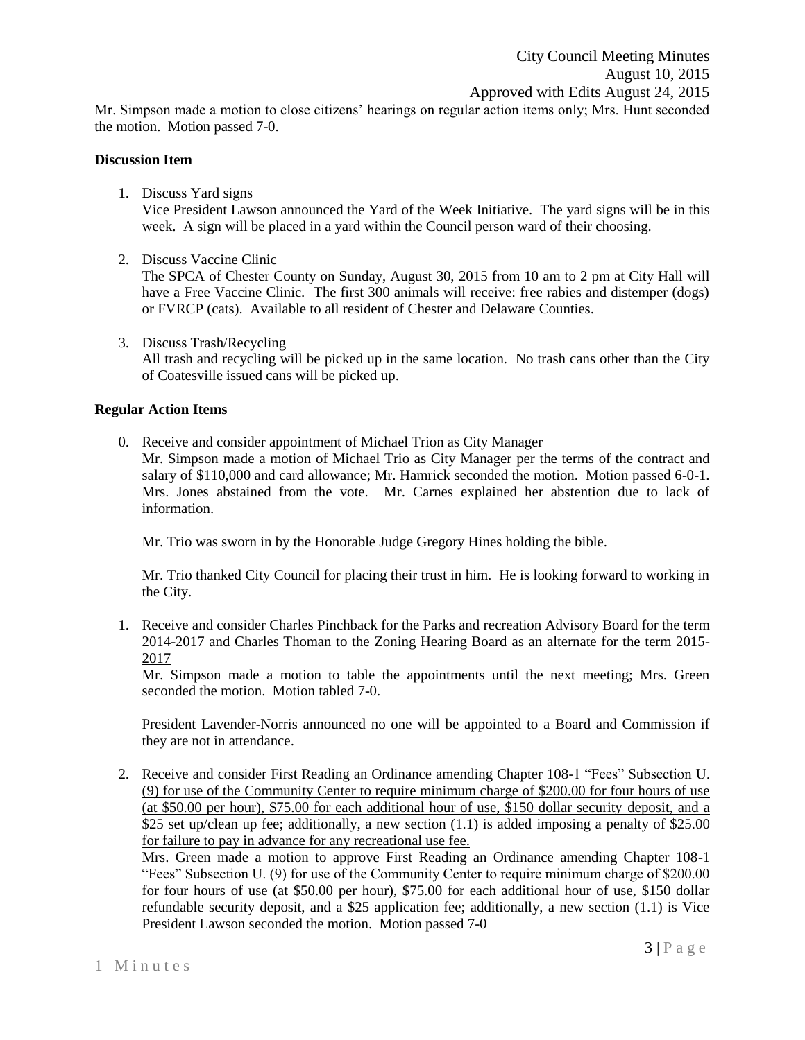Mr. Simpson made a motion to close citizens' hearings on regular action items only; Mrs. Hunt seconded the motion. Motion passed 7-0.

**Discussion Item**

1. Discuss Yard signs
   Vice President Lawson announced the Yard of the Week Initiative. The yard signs will be in this week. A sign will be placed in a yard within the Council person ward of their choosing.

2. Discuss Vaccine Clinic
   The SPCA of Chester County on Sunday, August 30, 2015 from 10 am to 2 pm at City Hall will have a Free Vaccine Clinic. The first 300 animals will receive: free rabies and distemper (dogs) or FVRCP (cats). Available to all resident of Chester and Delaware Counties.

3. Discuss Trash/Recycling
   All trash and recycling will be picked up in the same location. No trash cans other than the City of Coatesville issued cans will be picked up.

**Regular Action Items**

0. Receive and consider appointment of Michael Trion as City Manager
   Mr. Simpson made a motion of Michael Trio as City Manager per the terms of the contract and salary of $110,000 and card allowance; Mr. Hamrick seconded the motion. Motion passed 6-0-1. Mrs. Jones abstained from the vote. Mr. Carnes explained her abstention due to lack of information.

   Mr. Trio was sworn in by the Honorable Judge Gregory Hines holding the bible.

   Mr. Trio thanked City Council for placing their trust in him. He is looking forward to working in the City.

1. Receive and consider Charles Pinchback for the Parks and recreation Advisory Board for the term 2014-2017 and Charles Thoman to the Zoning Hearing Board as an alternate for the term 2015-2017
   Mr. Simpson made a motion to table the appointments until the next meeting; Mrs. Green seconded the motion. Motion tabled 7-0.

   President Lavender-Norris announced no one will be appointed to a Board and Commission if they are not in attendance.

2. Receive and consider First Reading an Ordinance amending Chapter 108-1 "Fees" Subsection U. (9) for use of the Community Center to require minimum charge of $200.00 for four hours of use (at $50.00 per hour), $75.00 for each additional hour of use, $150 dollar security deposit, and a $25 set up/clean up fee; additionally, a new section (1.1) is added imposing a penalty of $25.00 for failure to pay in advance for any recreational use fee.
   Mrs. Green made a motion to approve First Reading an Ordinance amending Chapter 108-1 "Fees" Subsection U. (9) for use of the Community Center to require minimum charge of $200.00 for four hours of use (at $50.00 per hour), $75.00 for each additional hour of use, $150 dollar refundable security deposit, and a $25 application fee; additionally, a new section (1.1) is Vice President Lawson seconded the motion. Motion passed 7-0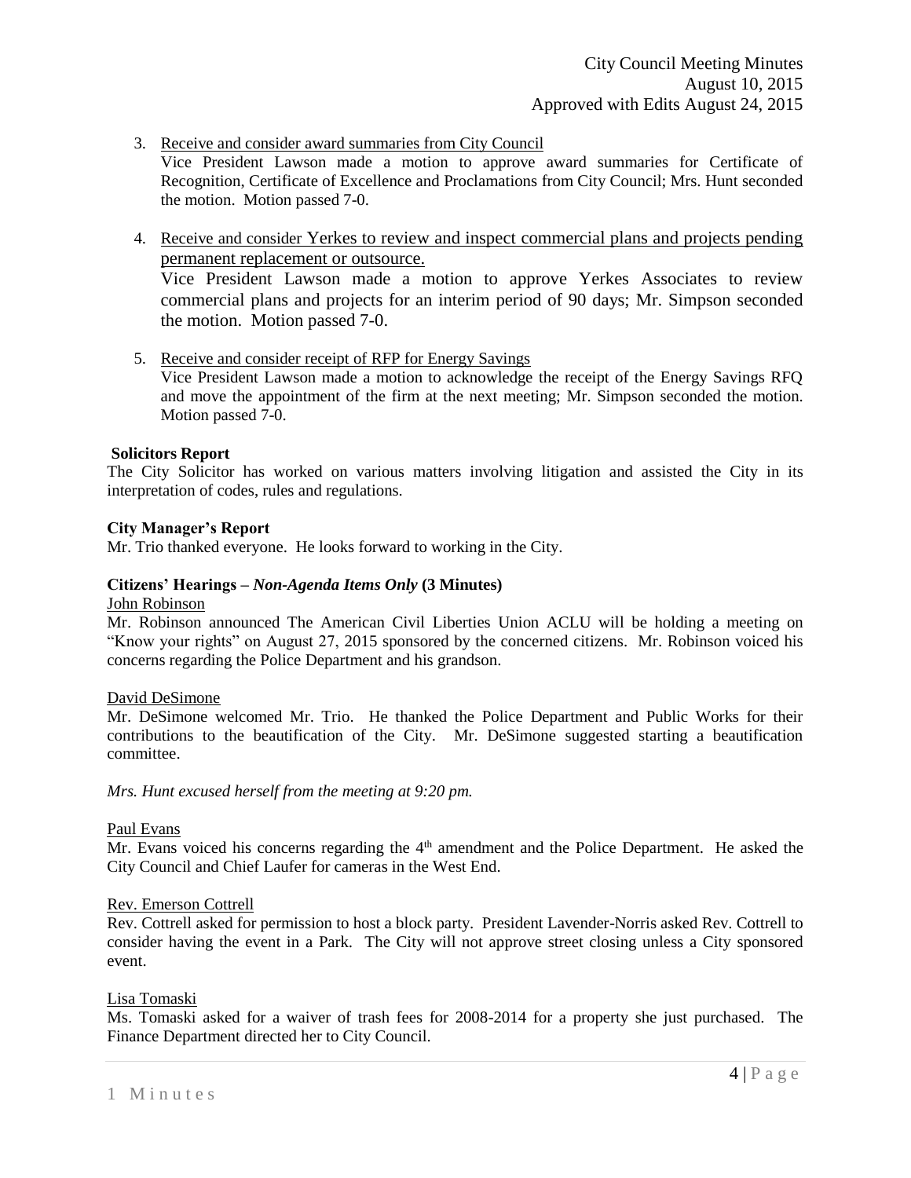3. Receive and consider award summaries from City Council

   Vice President Lawson made a motion to approve award summaries for Certificate of Recognition, Certificate of Excellence and Proclamations from City Council; Mrs. Hunt seconded the motion. Motion passed 7-0.

4. Receive and consider Yerkes to review and inspect commercial plans and projects pending permanent replacement or outsource.

   Vice President Lawson made a motion to approve Yerkes Associates to review commercial plans and projects for an interim period of 90 days; Mr. Simpson seconded the motion. Motion passed 7-0.

5. Receive and consider receipt of RFP for Energy Savings

   Vice President Lawson made a motion to acknowledge the receipt of the Energy Savings RFQ and move the appointment of the firm at the next meeting; Mr. Simpson seconded the motion. Motion passed 7-0.

**Solicitors Report**

The City Solicitor has worked on various matters involving litigation and assisted the City in its interpretation of codes, rules and regulations.

**City Manager's Report**

Mr. Trio thanked everyone. He looks forward to working in the City.

**Citizens' Hearings – *Non-Agenda Items Only* (3 Minutes)**

John Robinson

Mr. Robinson announced The American Civil Liberties Union ACLU will be holding a meeting on "Know your rights" on August 27, 2015 sponsored by the concerned citizens. Mr. Robinson voiced his concerns regarding the Police Department and his grandson.

David DeSimone

Mr. DeSimone welcomed Mr. Trio. He thanked the Police Department and Public Works for their contributions to the beautification of the City. Mr. DeSimone suggested starting a beautification committee.

*Mrs. Hunt excused herself from the meeting at 9:20 pm.*

Paul Evans

Mr. Evans voiced his concerns regarding the 4th amendment and the Police Department. He asked the City Council and Chief Laufer for cameras in the West End.

Rev. Emerson Cottrell

Rev. Cottrell asked for permission to host a block party. President Lavender-Norris asked Rev. Cottrell to consider having the event in a Park. The City will not approve street closing unless a City sponsored event.

Lisa Tomaski

Ms. Tomaski asked for a waiver of trash fees for 2008-2014 for a property she just purchased. The Finance Department directed her to City Council.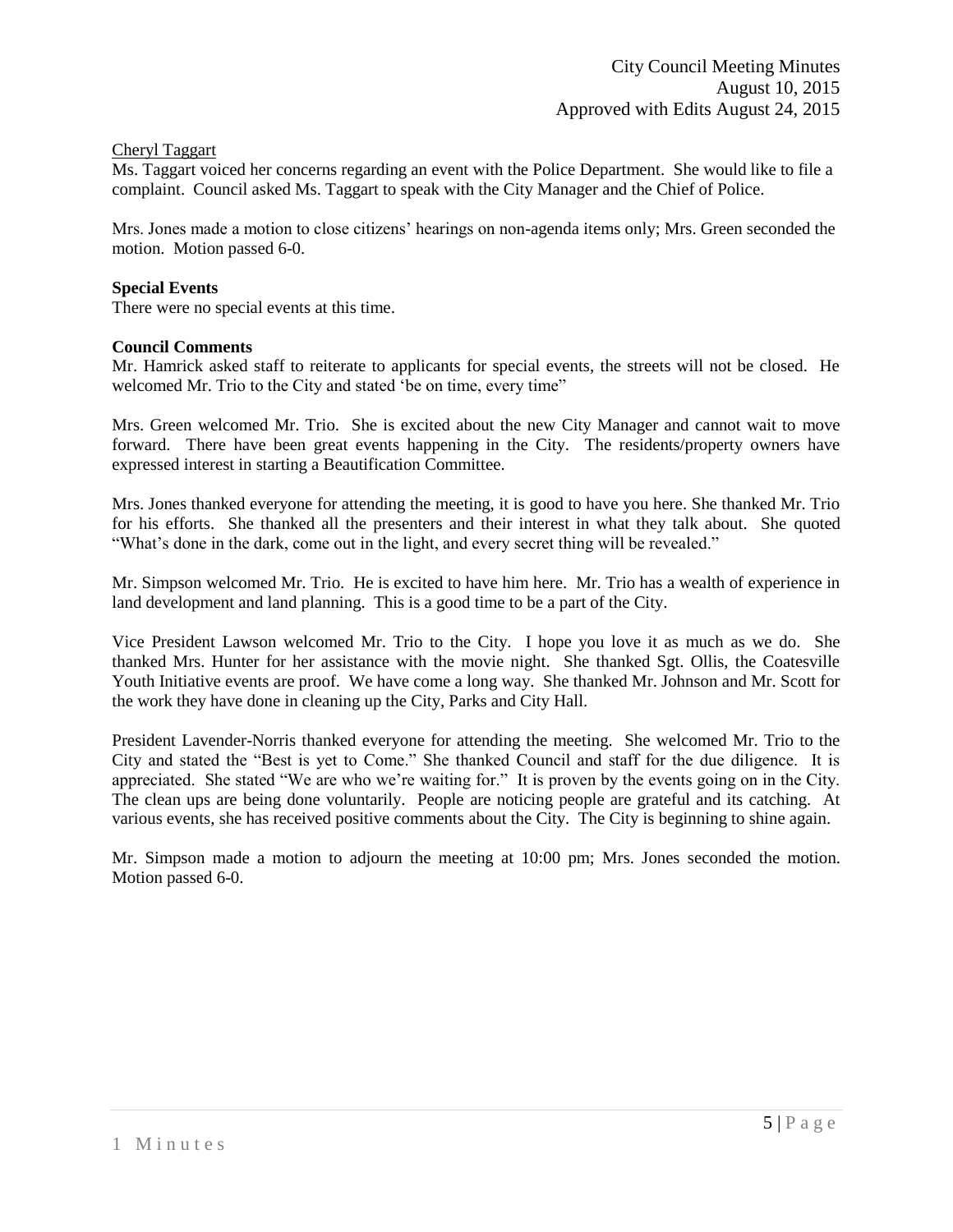Cheryl Taggart

Ms. Taggart voiced her concerns regarding an event with the Police Department. She would like to file a complaint. Council asked Ms. Taggart to speak with the City Manager and the Chief of Police.

Mrs. Jones made a motion to close citizens' hearings on non-agenda items only; Mrs. Green seconded the motion. Motion passed 6-0.

**Special Events**

There were no special events at this time.

**Council Comments**

Mr. Hamrick asked staff to reiterate to applicants for special events, the streets will not be closed. He welcomed Mr. Trio to the City and stated 'be on time, every time"

Mrs. Green welcomed Mr. Trio. She is excited about the new City Manager and cannot wait to move forward. There have been great events happening in the City. The residents/property owners have expressed interest in starting a Beautification Committee.

Mrs. Jones thanked everyone for attending the meeting, it is good to have you here. She thanked Mr. Trio for his efforts. She thanked all the presenters and their interest in what they talk about. She quoted "What's done in the dark, come out in the light, and every secret thing will be revealed."

Mr. Simpson welcomed Mr. Trio. He is excited to have him here. Mr. Trio has a wealth of experience in land development and land planning. This is a good time to be a part of the City.

Vice President Lawson welcomed Mr. Trio to the City. I hope you love it as much as we do. She thanked Mrs. Hunter for her assistance with the movie night. She thanked Sgt. Ollis, the Coatesville Youth Initiative events are proof. We have come a long way. She thanked Mr. Johnson and Mr. Scott for the work they have done in cleaning up the City, Parks and City Hall.

President Lavender-Norris thanked everyone for attending the meeting. She welcomed Mr. Trio to the City and stated the "Best is yet to Come." She thanked Council and staff for the due diligence. It is appreciated. She stated "We are who we're waiting for." It is proven by the events going on in the City. The clean ups are being done voluntarily. People are noticing people are grateful and its catching. At various events, she has received positive comments about the City. The City is beginning to shine again.

Mr. Simpson made a motion to adjourn the meeting at 10:00 pm; Mrs. Jones seconded the motion. Motion passed 6-0.